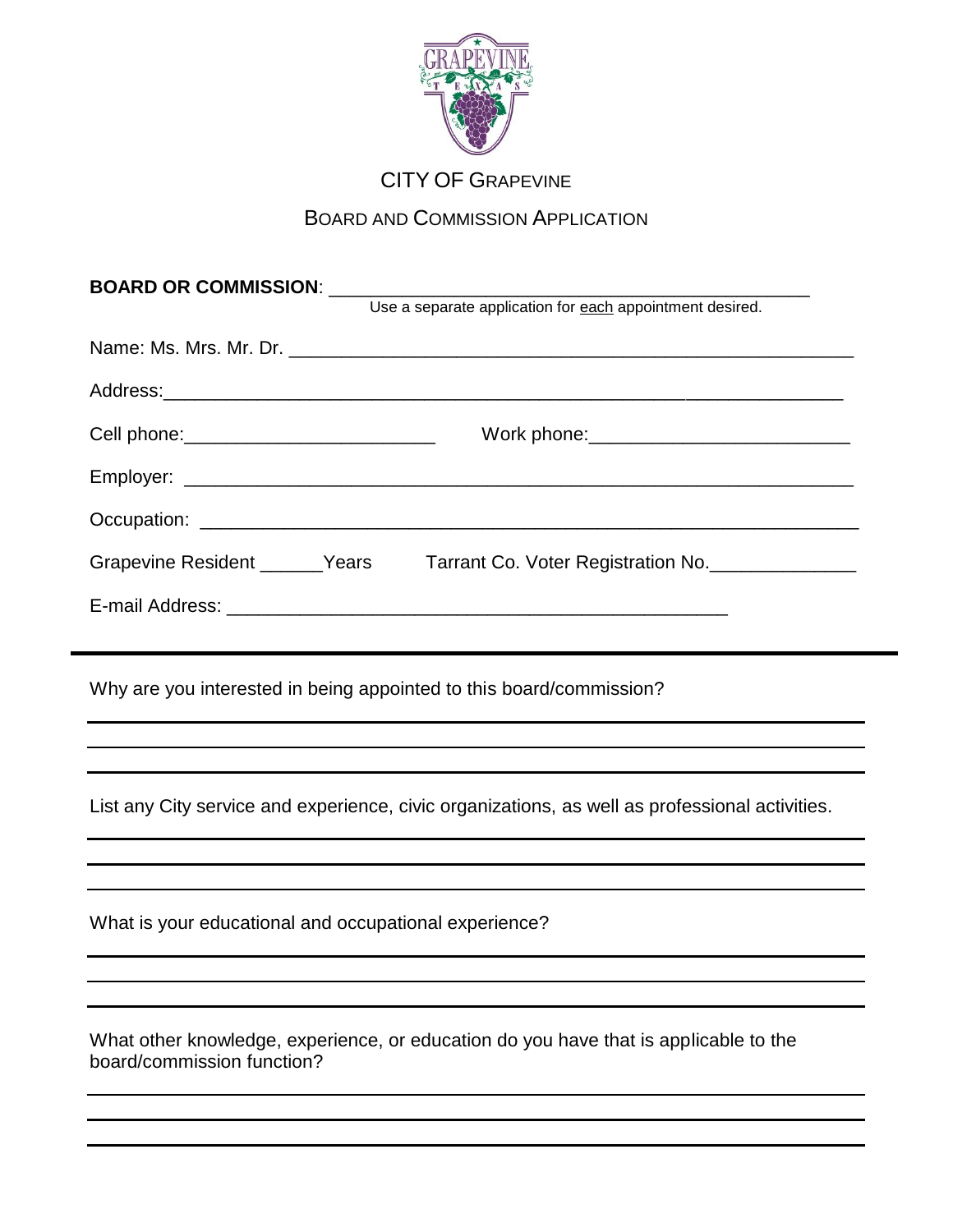# CITY OF GRAPEVINE

## BOARD AND COMMISSION APPLICATION

**BOARD OR COMMISSION**: ______________________________________________

Use a separate application for each appointment desired.

Name: Ms. Mrs. Mr. Dr. ______________________________________________________

Address: ______________________________________________________________

Cell phone: ________________________ Work phone: ________________________

Employer: _____________________________________________________________

Occupation: ____________________________________________________________

Grapevine Resident ______Years Tarrant Co. Voter Registration No. ______________

E-mail Address: _______________________________________________

---

Why are you interested in being appointed to this board/commission?

___

___

___

List any City service and experience, civic organizations, as well as professional activities.

___

___

___

What is your educational and occupational experience?

___

___

___

What other knowledge, experience, or education do you have that is applicable to the board/commission function?

___

___

___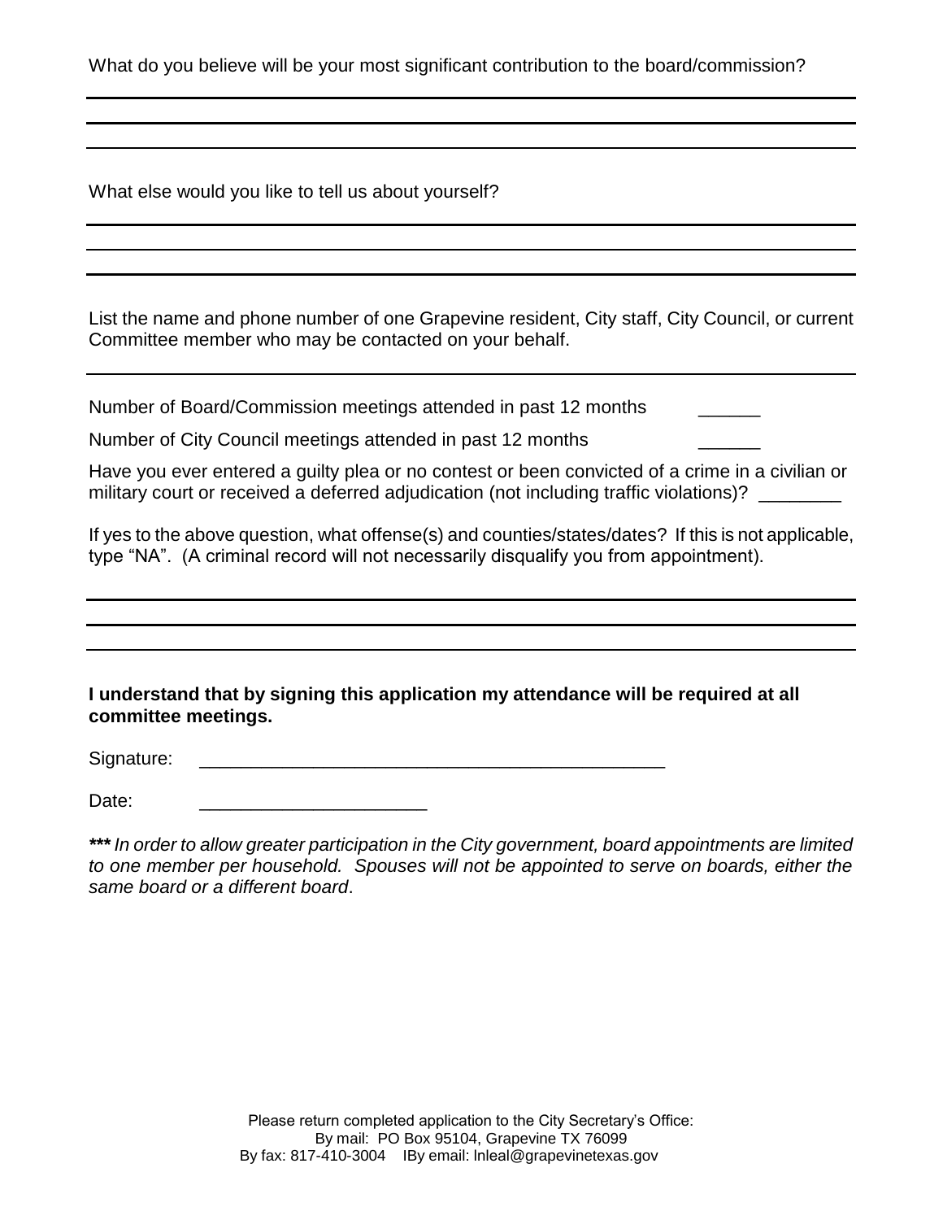What do you believe will be your most significant contribution to the board/commission?

What else would you like to tell us about yourself?

List the name and phone number of one Grapevine resident, City staff, City Council, or current Committee member who may be contacted on your behalf.

Number of Board/Commission meetings attended in past 12 months ______

Number of City Council meetings attended in past 12 months ______

Have you ever entered a guilty plea or no contest or been convicted of a crime in a civilian or military court or received a deferred adjudication (not including traffic violations)? ________

If yes to the above question, what offense(s) and counties/states/dates? If this is not applicable, type "NA". (A criminal record will not necessarily disqualify you from appointment).

**I understand that by signing this application my attendance will be required at all committee meetings.**

Signature: _______________________________________________

Date: ______________________

***\*\*\**** *In order to allow greater participation in the City government, board appointments are limited to one member per household. Spouses will not be appointed to serve on boards, either the same board or a different board*.

Please return completed application to the City Secretary's Office:
By mail: PO Box 95104, Grapevine TX 76099
By fax: 817-410-3004 IBy email: lnleal@grapevinetexas.gov